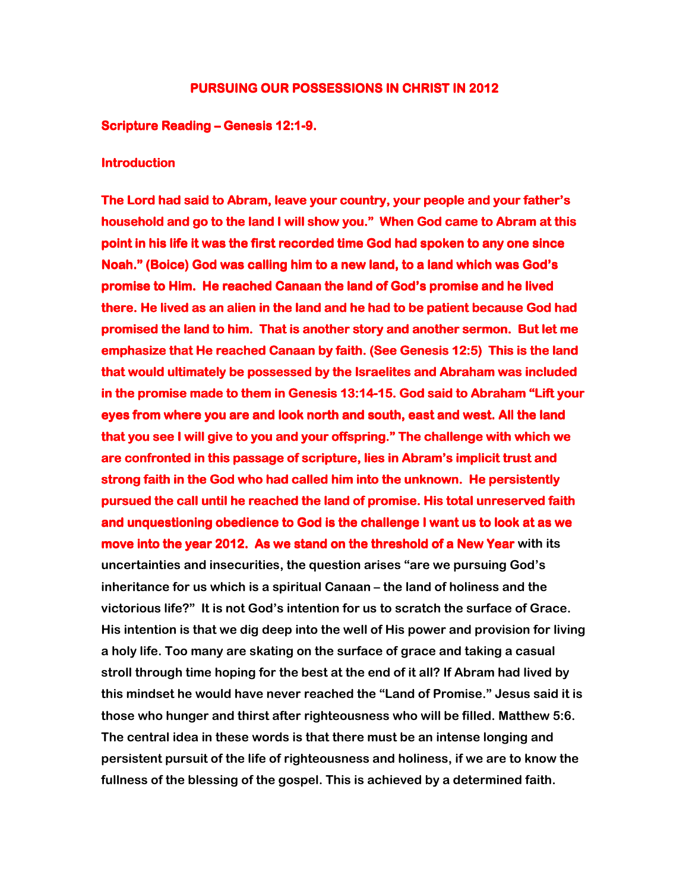# PURSUING OUR POSSESSIONS IN CHRIST IN 2012

**Scripture Reading – Genesis 12:1-9.**

**Introduction**

**The Lord had said to Abram, leave your country, your people and your father's household and go to the land I will show you." When God came to Abram at this point in his life it was the first recorded time God had spoken to any one since Noah." (Boice) God was calling him to a new land, to a land which was God's promise to Him. He reached Canaan the land of God's promise and he lived there. He lived as an alien in the land and he had to be patient because God had promised the land to him. That is another story and another sermon. But let me emphasize that He reached Canaan by faith. (See Genesis 12:5) This is the land that would ultimately be possessed by the Israelites and Abraham was included in the promise made to them in Genesis 13:14-15. God said to Abraham "Lift your eyes from where you are and look north and south, east and west. All the land that you see I will give to you and your offspring." The challenge with which we are confronted in this passage of scripture, lies in Abram's implicit trust and strong faith in the God who had called him into the unknown. He persistently pursued the call until he reached the land of promise. His total unreserved faith and unquestioning obedience to God is the challenge I want us to look at as we move into the year 2012. As we stand on the threshold of a New Year with its uncertainties and insecurities, the question arises "are we pursuing God's inheritance for us which is a spiritual Canaan – the land of holiness and the victorious life?" It is not God's intention for us to scratch the surface of Grace. His intention is that we dig deep into the well of His power and provision for living a holy life. Too many are skating on the surface of grace and taking a casual stroll through time hoping for the best at the end of it all? If Abram had lived by this mindset he would have never reached the "Land of Promise." Jesus said it is those who hunger and thirst after righteousness who will be filled. Matthew 5:6. The central idea in these words is that there must be an intense longing and persistent pursuit of the life of righteousness and holiness, if we are to know the fullness of the blessing of the gospel. This is achieved by a determined faith.**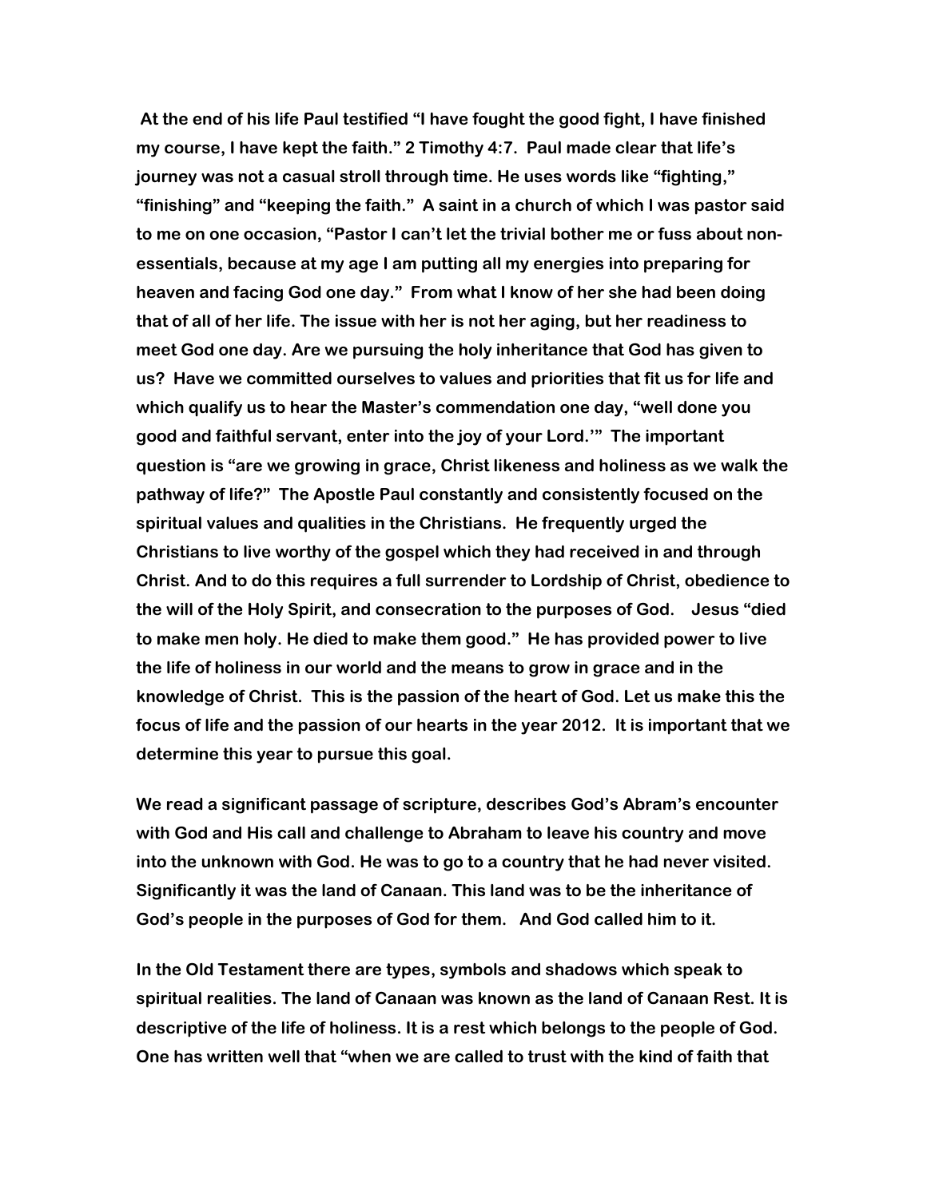**At the end of his life Paul testified "I have fought the good fight, I have finished my course, I have kept the faith." 2 Timothy 4:7. Paul made clear that life's journey was not a casual stroll through time. He uses words like "fighting," "finishing" and "keeping the faith." A saint in a church of which I was pastor said to me on one occasion, "Pastor I can't let the trivial bother me or fuss about non-essentials, because at my age I am putting all my energies into preparing for heaven and facing God one day." From what I know of her she had been doing that of all of her life. The issue with her is not her aging, but her readiness to meet God one day. Are we pursuing the holy inheritance that God has given to us? Have we committed ourselves to values and priorities that fit us for life and which qualify us to hear the Master's commendation one day, "well done you good and faithful servant, enter into the joy of your Lord.'" The important question is "are we growing in grace, Christ likeness and holiness as we walk the pathway of life?" The Apostle Paul constantly and consistently focused on the spiritual values and qualities in the Christians. He frequently urged the Christians to live worthy of the gospel which they had received in and through Christ. And to do this requires a full surrender to Lordship of Christ, obedience to the will of the Holy Spirit, and consecration to the purposes of God. Jesus "died to make men holy. He died to make them good." He has provided power to live the life of holiness in our world and the means to grow in grace and in the knowledge of Christ. This is the passion of the heart of God. Let us make this the focus of life and the passion of our hearts in the year 2012. It is important that we determine this year to pursue this goal.**

**We read a significant passage of scripture, describes God's Abram's encounter with God and His call and challenge to Abraham to leave his country and move into the unknown with God. He was to go to a country that he had never visited. Significantly it was the land of Canaan. This land was to be the inheritance of God's people in the purposes of God for them. And God called him to it.**

**In the Old Testament there are types, symbols and shadows which speak to spiritual realities. The land of Canaan was known as the land of Canaan Rest. It is descriptive of the life of holiness. It is a rest which belongs to the people of God. One has written well that "when we are called to trust with the kind of faith that**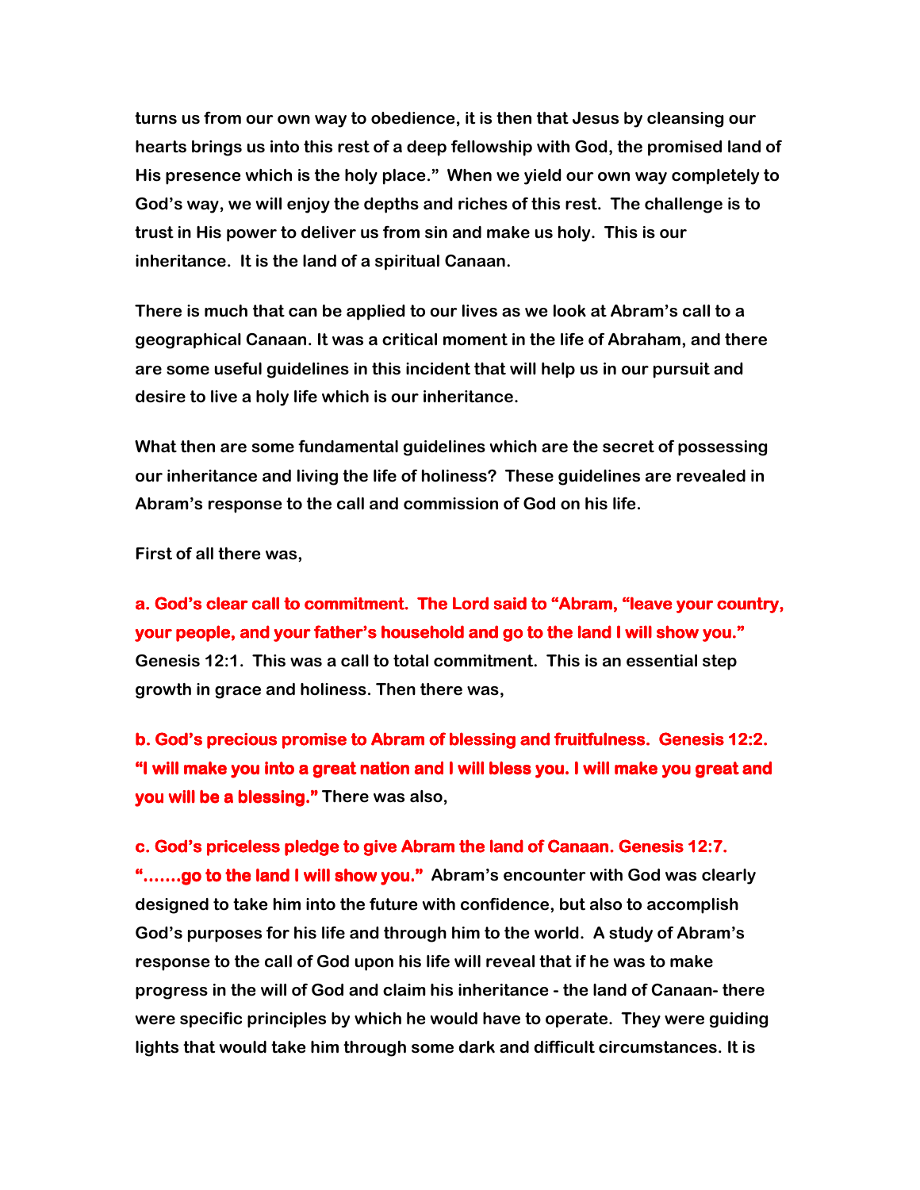**turns us from our own way to obedience, it is then that Jesus by cleansing our hearts brings us into this rest of a deep fellowship with God, the promised land of His presence which is the holy place." When we yield our own way completely to God's way, we will enjoy the depths and riches of this rest. The challenge is to trust in His power to deliver us from sin and make us holy. This is our inheritance. It is the land of a spiritual Canaan.**

**There is much that can be applied to our lives as we look at Abram's call to a geographical Canaan. It was a critical moment in the life of Abraham, and there are some useful guidelines in this incident that will help us in our pursuit and desire to live a holy life which is our inheritance.**

**What then are some fundamental guidelines which are the secret of possessing our inheritance and living the life of holiness? These guidelines are revealed in Abram's response to the call and commission of God on his life.**

**First of all there was,**

**a. God's clear call to commitment. The Lord said to "Abram, "leave your country, your people, and your father's household and go to the land I will show you." Genesis 12:1. This was a call to total commitment. This is an essential step growth in grace and holiness. Then there was,**

**b. God's precious promise to Abram of blessing and fruitfulness. Genesis 12:2. "I will make you into a great nation and I will bless you. I will make you great and you will be a blessing." There was also,**

**c. God's priceless pledge to give Abram the land of Canaan. Genesis 12:7. ".......go to the land I will show you." Abram's encounter with God was clearly designed to take him into the future with confidence, but also to accomplish God's purposes for his life and through him to the world. A study of Abram's response to the call of God upon his life will reveal that if he was to make progress in the will of God and claim his inheritance - the land of Canaan- there were specific principles by which he would have to operate. They were guiding lights that would take him through some dark and difficult circumstances. It is**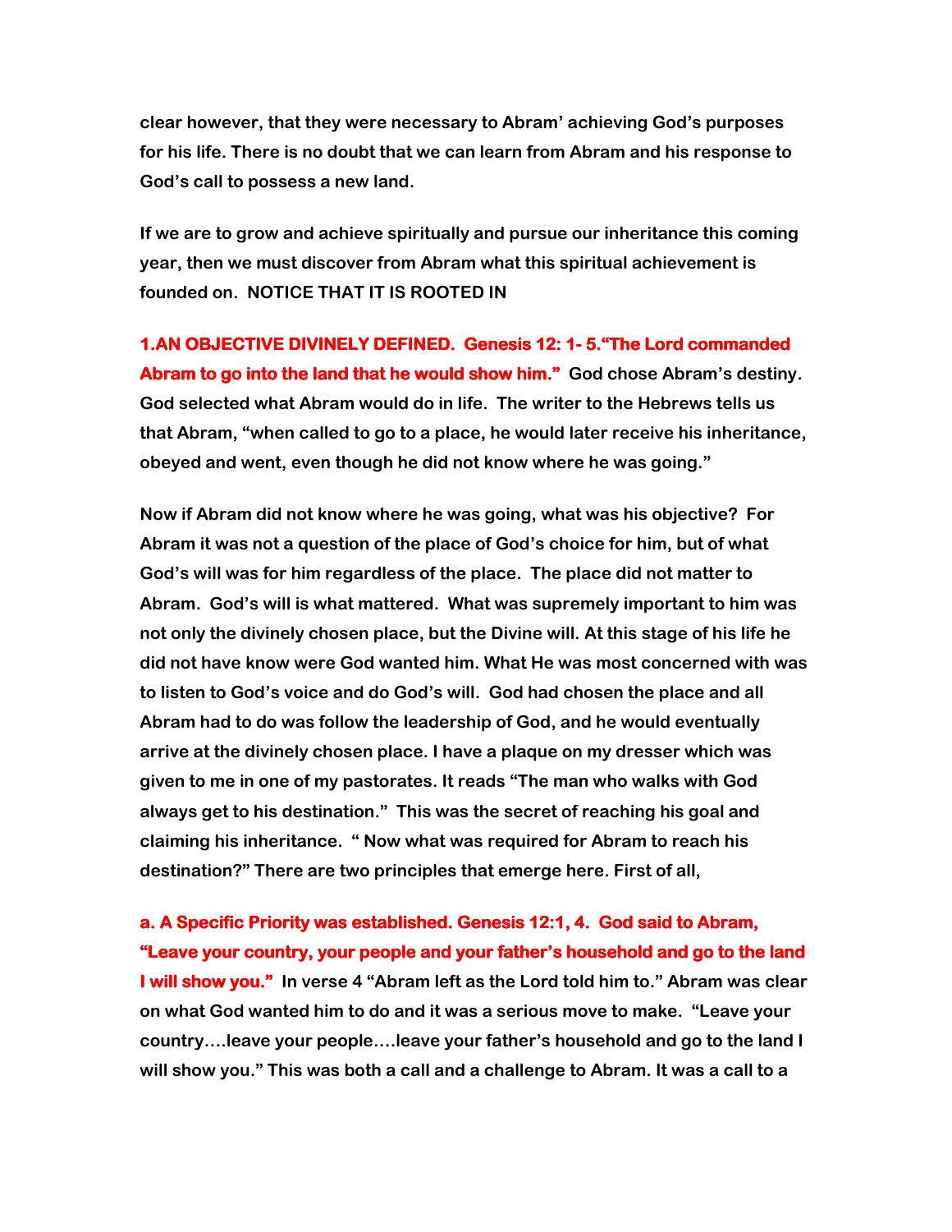**clear however, that they were necessary to Abram' achieving God's purposes for his life. There is no doubt that we can learn from Abram and his response to God's call to possess a new land.**

**If we are to grow and achieve spiritually and pursue our inheritance this coming year, then we must discover from Abram what this spiritual achievement is founded on. NOTICE THAT IT IS ROOTED IN**

**1.AN OBJECTIVE DIVINELY DEFINED. Genesis 12: 1- 5."The Lord commanded Abram to go into the land that he would show him." God chose Abram's destiny. God selected what Abram would do in life. The writer to the Hebrews tells us that Abram, "when called to go to a place, he would later receive his inheritance, obeyed and went, even though he did not know where he was going."**

**Now if Abram did not know where he was going, what was his objective? For Abram it was not a question of the place of God's choice for him, but of what God's will was for him regardless of the place. The place did not matter to Abram. God's will is what mattered. What was supremely important to him was not only the divinely chosen place, but the Divine will. At this stage of his life he did not have know were God wanted him. What He was most concerned with was to listen to God's voice and do God's will. God had chosen the place and all Abram had to do was follow the leadership of God, and he would eventually arrive at the divinely chosen place. I have a plaque on my dresser which was given to me in one of my pastorates. It reads "The man who walks with God always get to his destination." This was the secret of reaching his goal and claiming his inheritance. " Now what was required for Abram to reach his destination?" There are two principles that emerge here. First of all,**

**a. A Specific Priority was established. Genesis 12:1, 4. God said to Abram, "Leave your country, your people and your father's household and go to the land I will show you." In verse 4 "Abram left as the Lord told him to." Abram was clear on what God wanted him to do and it was a serious move to make. "Leave your country….leave your people….leave your father's household and go to the land I will show you." This was both a call and a challenge to Abram. It was a call to a**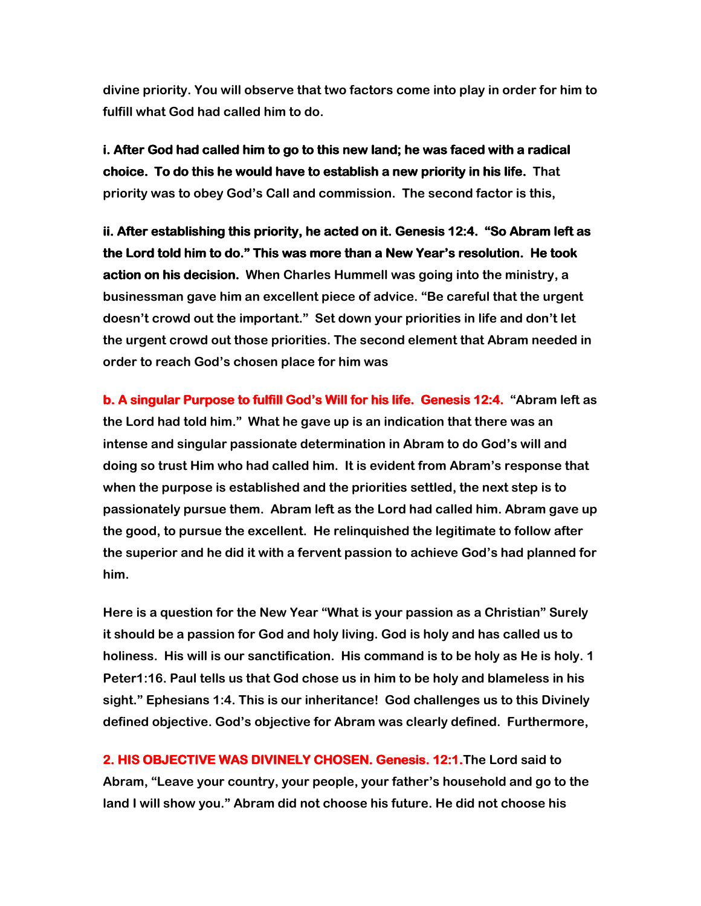divine priority. You will observe that two factors come into play in order for him to fulfill what God had called him to do.

**i. After God had called him to go to this new land; he was faced with a radical choice. To do this he would have to establish a new priority in his life.** That priority was to obey God's Call and commission. The second factor is this,

**ii. After establishing this priority, he acted on it. Genesis 12:4. "So Abram left as the Lord told him to do." This was more than a New Year's resolution. He took action on his decision.** When Charles Hummell was going into the ministry, a businessman gave him an excellent piece of advice. "Be careful that the urgent doesn't crowd out the important." Set down your priorities in life and don't let the urgent crowd out those priorities. The second element that Abram needed in order to reach God's chosen place for him was

**b. A singular Purpose to fulfill God's Will for his life. Genesis 12:4.** "Abram left as the Lord had told him." What he gave up is an indication that there was an intense and singular passionate determination in Abram to do God's will and doing so trust Him who had called him. It is evident from Abram's response that when the purpose is established and the priorities settled, the next step is to passionately pursue them. Abram left as the Lord had called him. Abram gave up the good, to pursue the excellent. He relinquished the legitimate to follow after the superior and he did it with a fervent passion to achieve God's had planned for him.

Here is a question for the New Year "What is your passion as a Christian" Surely it should be a passion for God and holy living. God is holy and has called us to holiness. His will is our sanctification. His command is to be holy as He is holy. 1 Peter1:16. Paul tells us that God chose us in him to be holy and blameless in his sight." Ephesians 1:4. This is our inheritance! God challenges us to this Divinely defined objective. God's objective for Abram was clearly defined. Furthermore,

**2. HIS OBJECTIVE WAS DIVINELY CHOSEN. Genesis. 12:1.** The Lord said to Abram, "Leave your country, your people, your father's household and go to the land I will show you." Abram did not choose his future. He did not choose his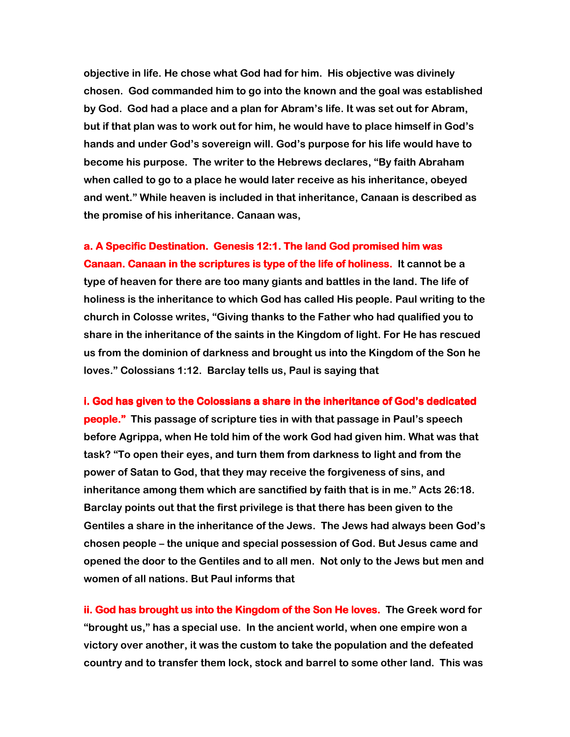**objective in life. He chose what God had for him. His objective was divinely chosen. God commanded him to go into the known and the goal was established by God. God had a place and a plan for Abram's life. It was set out for Abram, but if that plan was to work out for him, he would have to place himself in God's hands and under God's sovereign will. God's purpose for his life would have to become his purpose. The writer to the Hebrews declares, "By faith Abraham when called to go to a place he would later receive as his inheritance, obeyed and went." While heaven is included in that inheritance, Canaan is described as the promise of his inheritance. Canaan was,**

**a. A Specific Destination. Genesis 12:1. The land God promised him was Canaan. Canaan in the scriptures is type of the life of holiness.** **It cannot be a type of heaven for there are too many giants and battles in the land. The life of holiness is the inheritance to which God has called His people. Paul writing to the church in Colosse writes, "Giving thanks to the Father who had qualified you to share in the inheritance of the saints in the Kingdom of light. For He has rescued us from the dominion of darkness and brought us into the Kingdom of the Son he loves." Colossians 1:12. Barclay tells us, Paul is saying that**

**i. God has given to the Colossians a share in the inheritance of God's dedicated people."** **This passage of scripture ties in with that passage in Paul's speech before Agrippa, when He told him of the work God had given him. What was that task? "To open their eyes, and turn them from darkness to light and from the power of Satan to God, that they may receive the forgiveness of sins, and inheritance among them which are sanctified by faith that is in me." Acts 26:18. Barclay points out that the first privilege is that there has been given to the Gentiles a share in the inheritance of the Jews. The Jews had always been God's chosen people – the unique and special possession of God. But Jesus came and opened the door to the Gentiles and to all men. Not only to the Jews but men and women of all nations. But Paul informs that**

**ii. God has brought us into the Kingdom of the Son He loves.** **The Greek word for "brought us," has a special use. In the ancient world, when one empire won a victory over another, it was the custom to take the population and the defeated country and to transfer them lock, stock and barrel to some other land. This was**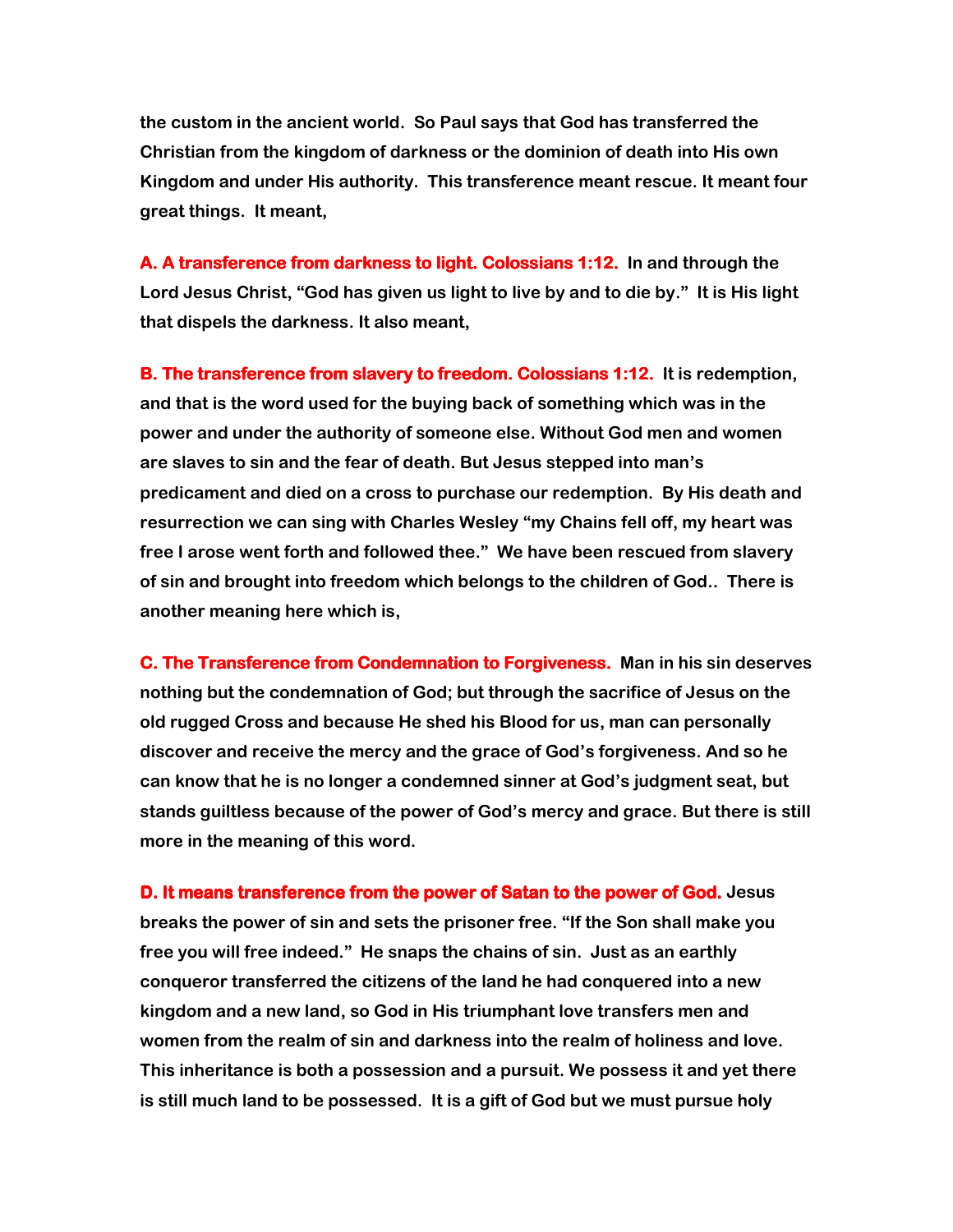the custom in the ancient world. So Paul says that God has transferred the Christian from the kingdom of darkness or the dominion of death into His own Kingdom and under His authority. This transference meant rescue. It meant four great things. It meant,

**A. A transference from darkness to light. Colossians 1:12.** In and through the Lord Jesus Christ, "God has given us light to live by and to die by." It is His light that dispels the darkness. It also meant,

**B. The transference from slavery to freedom. Colossians 1:12.** It is redemption, and that is the word used for the buying back of something which was in the power and under the authority of someone else. Without God men and women are slaves to sin and the fear of death. But Jesus stepped into man's predicament and died on a cross to purchase our redemption. By His death and resurrection we can sing with Charles Wesley "my Chains fell off, my heart was free I arose went forth and followed thee." We have been rescued from slavery of sin and brought into freedom which belongs to the children of God.. There is another meaning here which is,

**C. The Transference from Condemnation to Forgiveness.** Man in his sin deserves nothing but the condemnation of God; but through the sacrifice of Jesus on the old rugged Cross and because He shed his Blood for us, man can personally discover and receive the mercy and the grace of God's forgiveness. And so he can know that he is no longer a condemned sinner at God's judgment seat, but stands guiltless because of the power of God's mercy and grace. But there is still more in the meaning of this word.

**D. It means transference from the power of Satan to the power of God.** Jesus breaks the power of sin and sets the prisoner free. "If the Son shall make you free you will free indeed." He snaps the chains of sin. Just as an earthly conqueror transferred the citizens of the land he had conquered into a new kingdom and a new land, so God in His triumphant love transfers men and women from the realm of sin and darkness into the realm of holiness and love. This inheritance is both a possession and a pursuit. We possess it and yet there is still much land to be possessed. It is a gift of God but we must pursue holy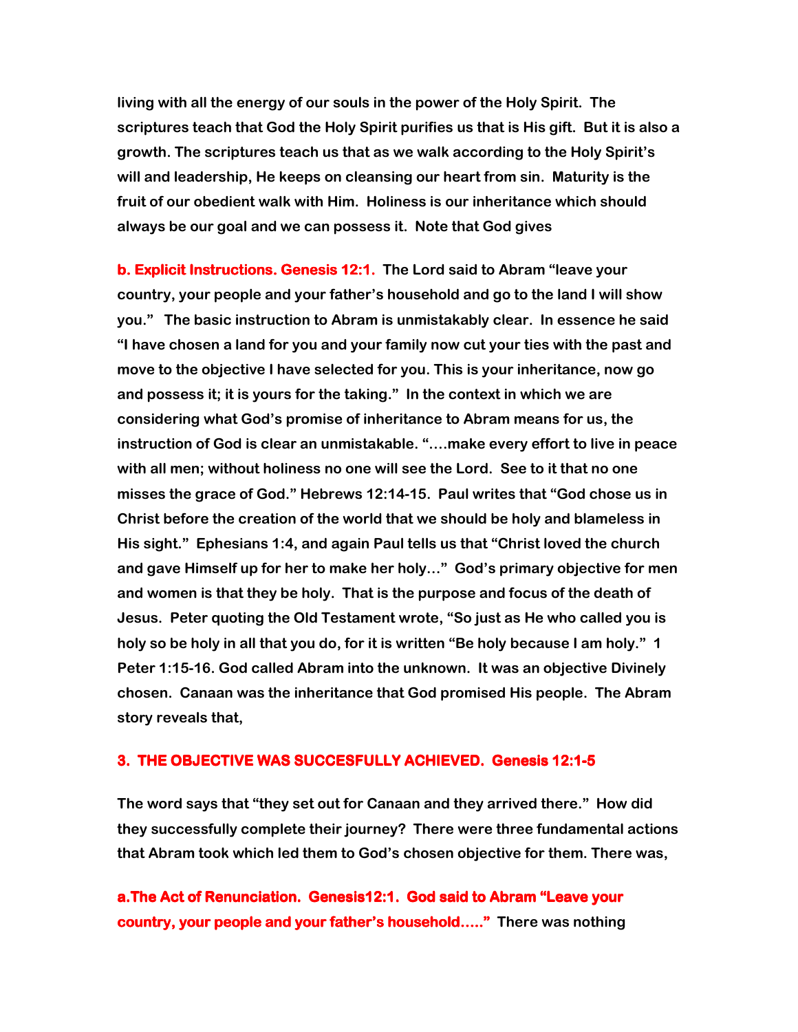**living with all the energy of our souls in the power of the Holy Spirit. The scriptures teach that God the Holy Spirit purifies us that is His gift. But it is also a growth. The scriptures teach us that as we walk according to the Holy Spirit's will and leadership, He keeps on cleansing our heart from sin. Maturity is the fruit of our obedient walk with Him. Holiness is our inheritance which should always be our goal and we can possess it. Note that God gives**

**b. Explicit Instructions. Genesis 12:1.** **The Lord said to Abram "leave your country, your people and your father's household and go to the land I will show you." The basic instruction to Abram is unmistakably clear. In essence he said "I have chosen a land for you and your family now cut your ties with the past and move to the objective I have selected for you. This is your inheritance, now go and possess it; it is yours for the taking." In the context in which we are considering what God's promise of inheritance to Abram means for us, the instruction of God is clear an unmistakable. "….make every effort to live in peace with all men; without holiness no one will see the Lord. See to it that no one misses the grace of God." Hebrews 12:14-15. Paul writes that "God chose us in Christ before the creation of the world that we should be holy and blameless in His sight." Ephesians 1:4, and again Paul tells us that "Christ loved the church and gave Himself up for her to make her holy…" God's primary objective for men and women is that they be holy. That is the purpose and focus of the death of Jesus. Peter quoting the Old Testament wrote, "So just as He who called you is holy so be holy in all that you do, for it is written "Be holy because I am holy." 1 Peter 1:15-16. God called Abram into the unknown. It was an objective Divinely chosen. Canaan was the inheritance that God promised His people. The Abram story reveals that,**

## 3. THE OBJECTIVE WAS SUCCESFULLY ACHIEVED. Genesis 12:1-5

**The word says that "they set out for Canaan and they arrived there." How did they successfully complete their journey? There were three fundamental actions that Abram took which led them to God's chosen objective for them. There was,**

**a.The Act of Renunciation. Genesis12:1. God said to Abram "Leave your country, your people and your father's household….."** **There was nothing**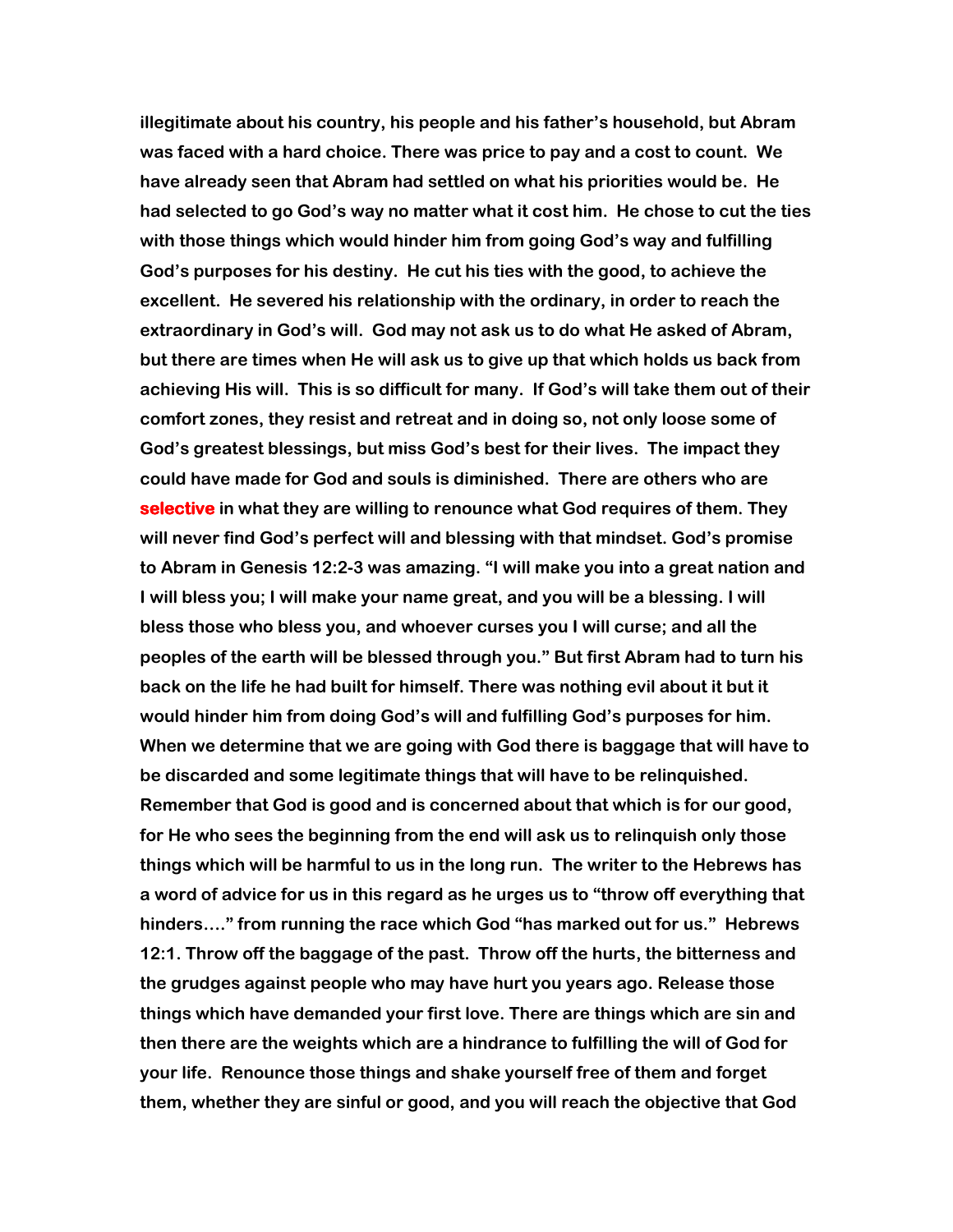**illegitimate about his country, his people and his father's household, but Abram was faced with a hard choice. There was price to pay and a cost to count. We have already seen that Abram had settled on what his priorities would be. He had selected to go God's way no matter what it cost him. He chose to cut the ties with those things which would hinder him from going God's way and fulfilling God's purposes for his destiny. He cut his ties with the good, to achieve the excellent. He severed his relationship with the ordinary, in order to reach the extraordinary in God's will. God may not ask us to do what He asked of Abram, but there are times when He will ask us to give up that which holds us back from achieving His will. This is so difficult for many. If God's will take them out of their comfort zones, they resist and retreat and in doing so, not only loose some of God's greatest blessings, but miss God's best for their lives. The impact they could have made for God and souls is diminished. There are others who are selective in what they are willing to renounce what God requires of them. They will never find God's perfect will and blessing with that mindset. God's promise to Abram in Genesis 12:2-3 was amazing. "I will make you into a great nation and I will bless you; I will make your name great, and you will be a blessing. I will bless those who bless you, and whoever curses you I will curse; and all the peoples of the earth will be blessed through you." But first Abram had to turn his back on the life he had built for himself. There was nothing evil about it but it would hinder him from doing God's will and fulfilling God's purposes for him. When we determine that we are going with God there is baggage that will have to be discarded and some legitimate things that will have to be relinquished. Remember that God is good and is concerned about that which is for our good, for He who sees the beginning from the end will ask us to relinquish only those things which will be harmful to us in the long run. The writer to the Hebrews has a word of advice for us in this regard as he urges us to "throw off everything that hinders…." from running the race which God "has marked out for us." Hebrews 12:1. Throw off the baggage of the past. Throw off the hurts, the bitterness and the grudges against people who may have hurt you years ago. Release those things which have demanded your first love. There are things which are sin and then there are the weights which are a hindrance to fulfilling the will of God for your life. Renounce those things and shake yourself free of them and forget them, whether they are sinful or good, and you will reach the objective that God**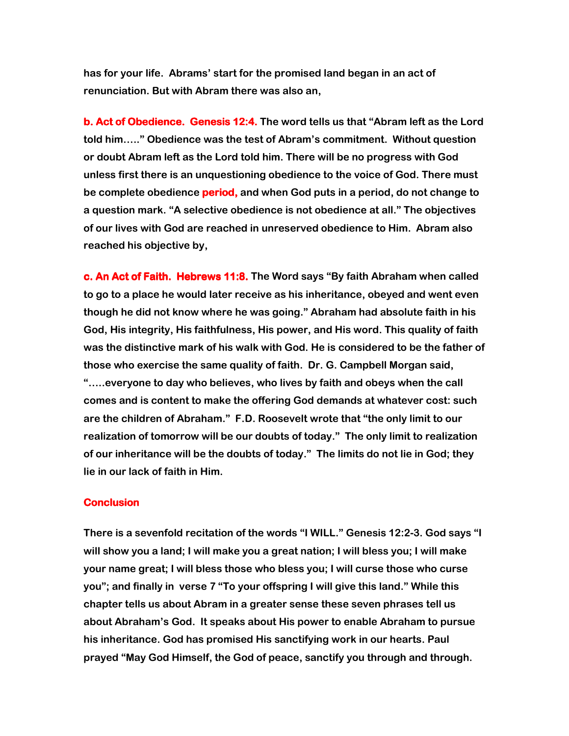**has for your life. Abrams' start for the promised land began in an act of renunciation. But with Abram there was also an,**

**b. Act of Obedience. Genesis 12:4.** **The word tells us that "Abram left as the Lord told him….." Obedience was the test of Abram's commitment. Without question or doubt Abram left as the Lord told him. There will be no progress with God unless first there is an unquestioning obedience to the voice of God. There must be complete obedience period, and when God puts in a period, do not change to a question mark. "A selective obedience is not obedience at all." The objectives of our lives with God are reached in unreserved obedience to Him. Abram also reached his objective by,**

**c. An Act of Faith. Hebrews 11:8.** **The Word says "By faith Abraham when called to go to a place he would later receive as his inheritance, obeyed and went even though he did not know where he was going." Abraham had absolute faith in his God, His integrity, His faithfulness, His power, and His word. This quality of faith was the distinctive mark of his walk with God. He is considered to be the father of those who exercise the same quality of faith. Dr. G. Campbell Morgan said, "…..everyone to day who believes, who lives by faith and obeys when the call comes and is content to make the offering God demands at whatever cost: such are the children of Abraham." F.D. Roosevelt wrote that "the only limit to our realization of tomorrow will be our doubts of today." The only limit to realization of our inheritance will be the doubts of today." The limits do not lie in God; they lie in our lack of faith in Him.**

**Conclusion**

**There is a sevenfold recitation of the words "I WILL." Genesis 12:2-3. God says "I will show you a land; I will make you a great nation; I will bless you; I will make your name great; I will bless those who bless you; I will curse those who curse you"; and finally in verse 7 "To your offspring I will give this land." While this chapter tells us about Abram in a greater sense these seven phrases tell us about Abraham's God. It speaks about His power to enable Abraham to pursue his inheritance. God has promised His sanctifying work in our hearts. Paul prayed "May God Himself, the God of peace, sanctify you through and through.**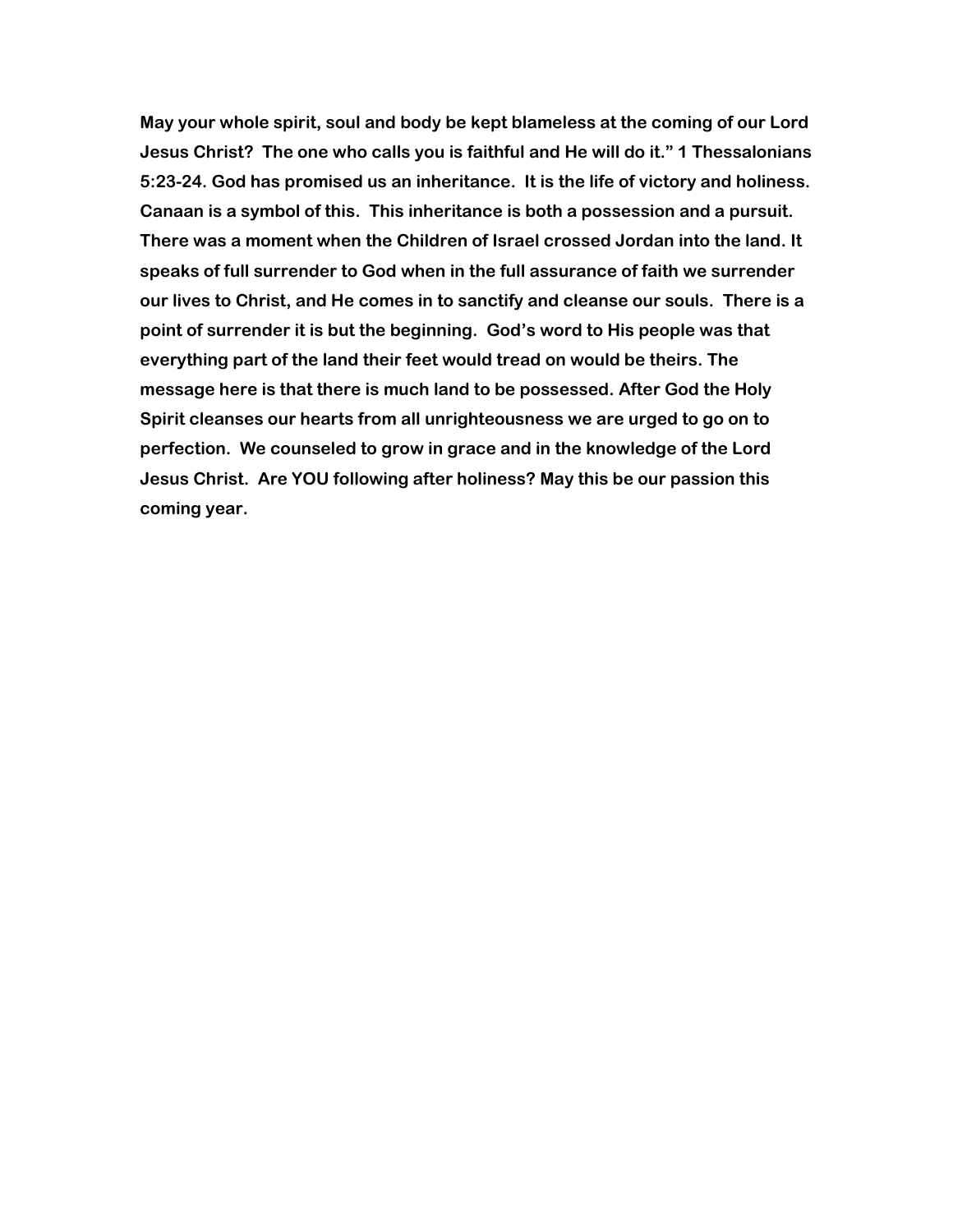**May your whole spirit, soul and body be kept blameless at the coming of our Lord Jesus Christ? The one who calls you is faithful and He will do it." 1 Thessalonians 5:23-24. God has promised us an inheritance. It is the life of victory and holiness. Canaan is a symbol of this. This inheritance is both a possession and a pursuit. There was a moment when the Children of Israel crossed Jordan into the land. It speaks of full surrender to God when in the full assurance of faith we surrender our lives to Christ, and He comes in to sanctify and cleanse our souls. There is a point of surrender it is but the beginning. God's word to His people was that everything part of the land their feet would tread on would be theirs. The message here is that there is much land to be possessed. After God the Holy Spirit cleanses our hearts from all unrighteousness we are urged to go on to perfection. We counseled to grow in grace and in the knowledge of the Lord Jesus Christ. Are YOU following after holiness? May this be our passion this coming year.**